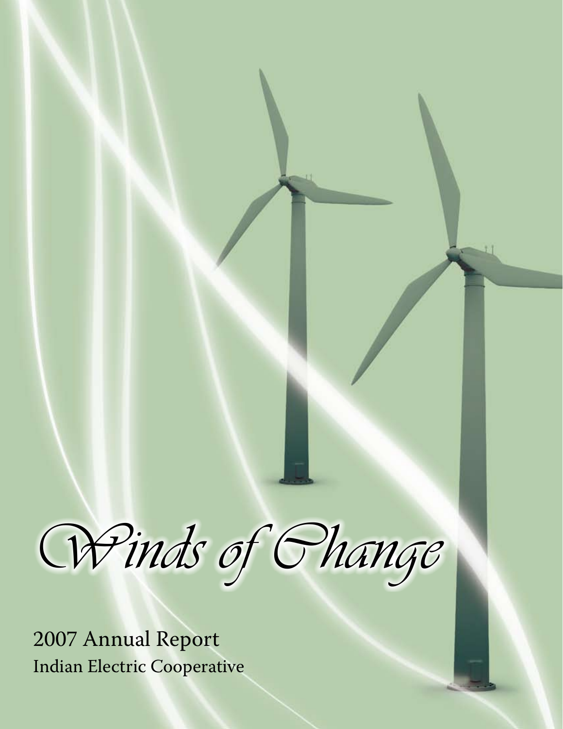# Winds of Change

2007 Annual Report

Indian Electric Cooperative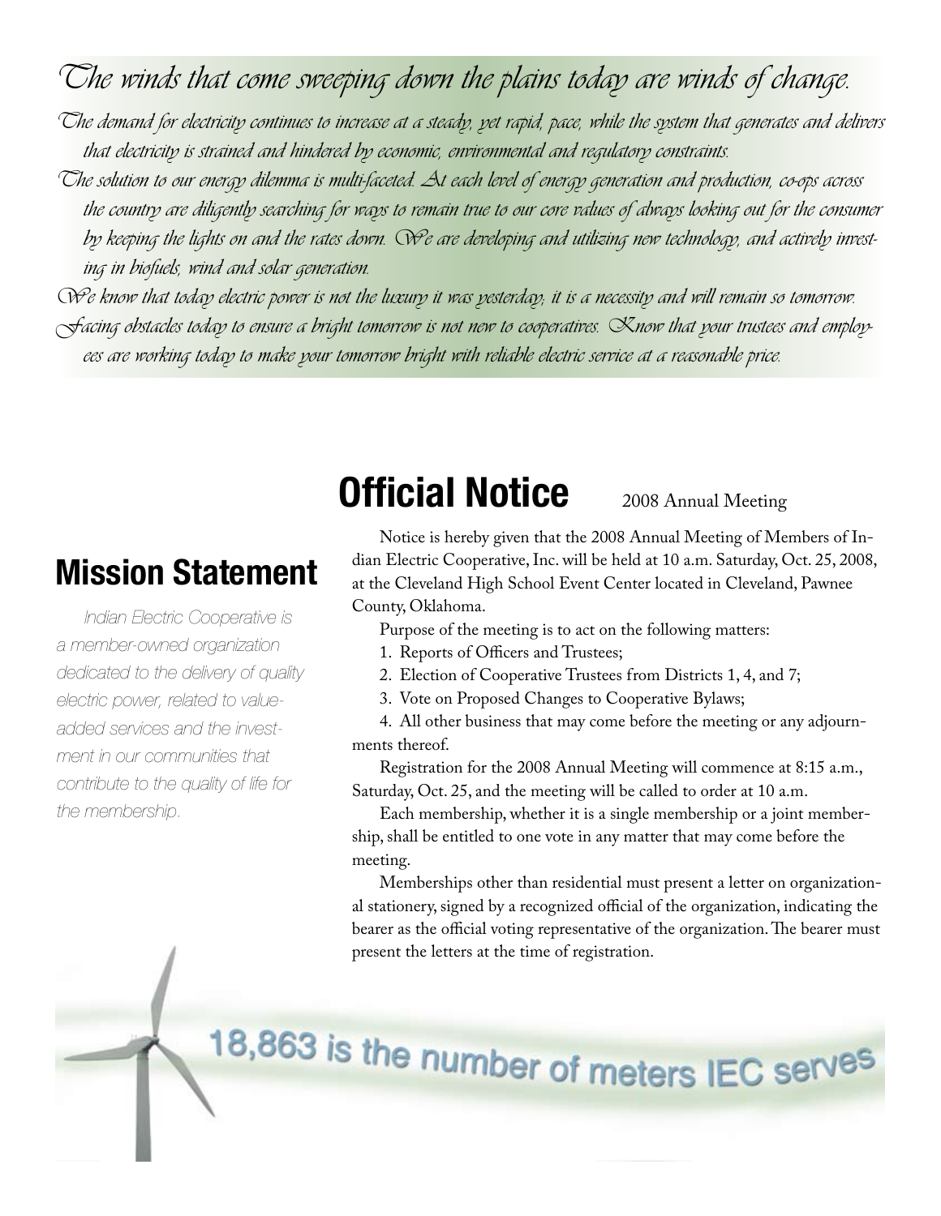*The winds that come sweeping down the plains today are winds of change.*

*The demand for electricity continues to increase at a steady, yet rapid, pace, while the system that generates and delivers that electricity is strained and hindered by economic, environmental and regulatory constraints.*

*The solution to our energy dilemma is multi-faceted. At each level of energy generation and production, co-ops across the country are diligently searching for ways to remain true to our core values of always looking out for the consumer by keeping the lights on and the rates down. We are developing and utilizing new technology, and actively investing in biofuels, wind and solar generation.*

*We know that today electric power is not the luxury it was yesterday; it is a necessity and will remain so tomorrow.*

*Facing obstacles today to ensure a bright tomorrow is not new to cooperatives. Know that your trustees and employees are working today to make your tomorrow bright with reliable electric service at a reasonable price.*

## Mission Statement

*Indian Electric Cooperative is a member-owned organization dedicated to the delivery of quality electric power, related to value-added services and the investment in our communities that contribute to the quality of life for the membership.*

## Official Notice

2008 Annual Meeting

Notice is hereby given that the 2008 Annual Meeting of Members of Indian Electric Cooperative, Inc. will be held at 10 a.m. Saturday, Oct. 25, 2008, at the Cleveland High School Event Center located in Cleveland, Pawnee County, Oklahoma.

Purpose of the meeting is to act on the following matters:

1. Reports of Officers and Trustees;
2. Election of Cooperative Trustees from Districts 1, 4, and 7;
3. Vote on Proposed Changes to Cooperative Bylaws;
4. All other business that may come before the meeting or any adjournments thereof.

Registration for the 2008 Annual Meeting will commence at 8:15 a.m., Saturday, Oct. 25, and the meeting will be called to order at 10 a.m.

Each membership, whether it is a single membership or a joint membership, shall be entitled to one vote in any matter that may come before the meeting.

Memberships other than residential must present a letter on organizational stationery, signed by a recognized official of the organization, indicating the bearer as the official voting representative of the organization. The bearer must present the letters at the time of registration.

18,863 is the number of meters IEC serves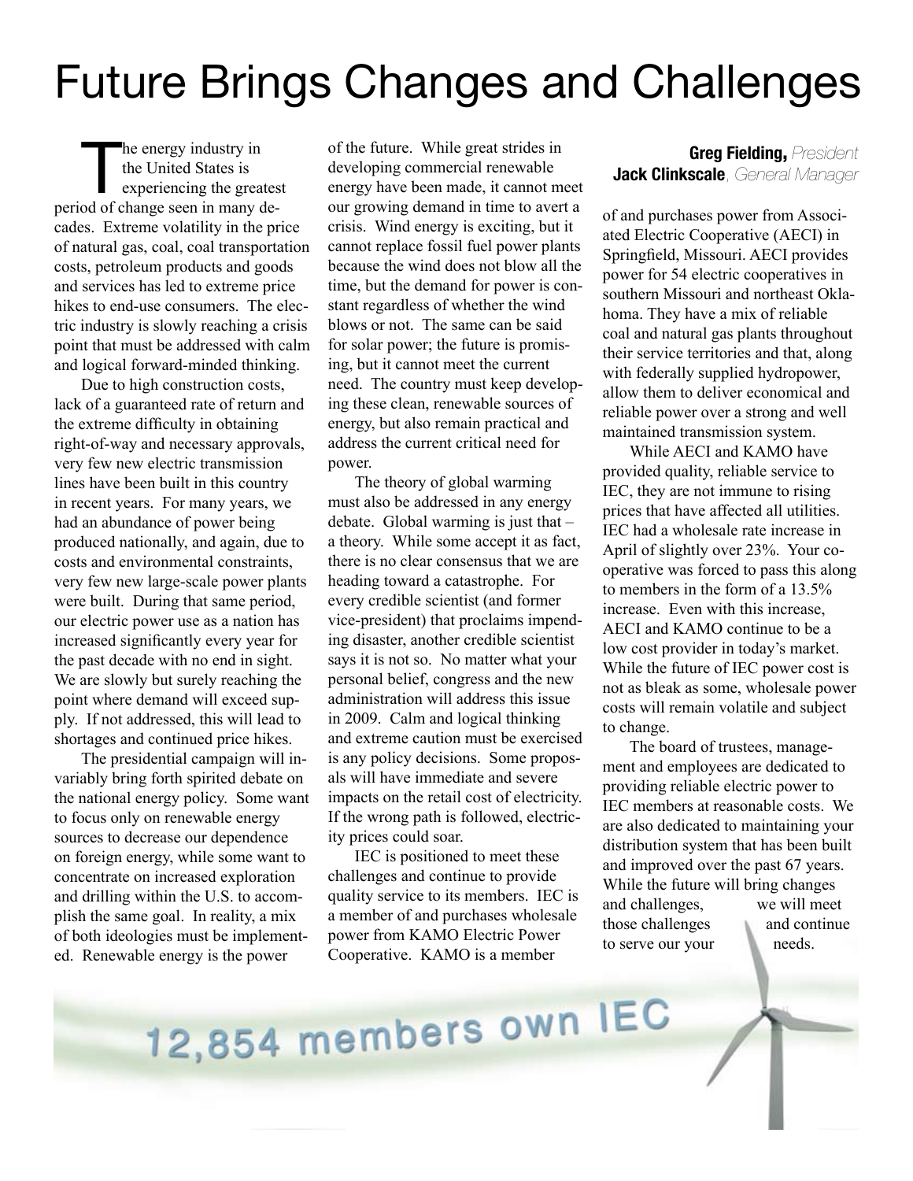# Future Brings Changes and Challenges

**Greg Fielding,** *President*
**Jack Clinkscale**, *General Manager*

The energy industry in the United States is experiencing the greatest period of change seen in many decades. Extreme volatility in the price of natural gas, coal, coal transportation costs, petroleum products and goods and services has led to extreme price hikes to end-use consumers. The electric industry is slowly reaching a crisis point that must be addressed with calm and logical forward-minded thinking.

Due to high construction costs, lack of a guaranteed rate of return and the extreme difficulty in obtaining right-of-way and necessary approvals, very few new electric transmission lines have been built in this country in recent years. For many years, we had an abundance of power being produced nationally, and again, due to costs and environmental constraints, very few new large-scale power plants were built. During that same period, our electric power use as a nation has increased significantly every year for the past decade with no end in sight. We are slowly but surely reaching the point where demand will exceed supply. If not addressed, this will lead to shortages and continued price hikes.

The presidential campaign will invariably bring forth spirited debate on the national energy policy. Some want to focus only on renewable energy sources to decrease our dependence on foreign energy, while some want to concentrate on increased exploration and drilling within the U.S. to accomplish the same goal. In reality, a mix of both ideologies must be implemented. Renewable energy is the power of the future. While great strides in developing commercial renewable energy have been made, it cannot meet our growing demand in time to avert a crisis. Wind energy is exciting, but it cannot replace fossil fuel power plants because the wind does not blow all the time, but the demand for power is constant regardless of whether the wind blows or not. The same can be said for solar power; the future is promising, but it cannot meet the current need. The country must keep developing these clean, renewable sources of energy, but also remain practical and address the current critical need for power.

The theory of global warming must also be addressed in any energy debate. Global warming is just that – a theory. While some accept it as fact, there is no clear consensus that we are heading toward a catastrophe. For every credible scientist (and former vice-president) that proclaims impending disaster, another credible scientist says it is not so. No matter what your personal belief, congress and the new administration will address this issue in 2009. Calm and logical thinking and extreme caution must be exercised is any policy decisions. Some proposals will have immediate and severe impacts on the retail cost of electricity. If the wrong path is followed, electricity prices could soar.

IEC is positioned to meet these challenges and continue to provide quality service to its members. IEC is a member of and purchases wholesale power from KAMO Electric Power Cooperative. KAMO is a member of and purchases power from Associated Electric Cooperative (AECI) in Springfield, Missouri. AECI provides power for 54 electric cooperatives in southern Missouri and northeast Oklahoma. They have a mix of reliable coal and natural gas plants throughout their service territories and that, along with federally supplied hydropower, allow them to deliver economical and reliable power over a strong and well maintained transmission system.

While AECI and KAMO have provided quality, reliable service to IEC, they are not immune to rising prices that have affected all utilities. IEC had a wholesale rate increase in April of slightly over 23%. Your cooperative was forced to pass this along to members in the form of a 13.5% increase. Even with this increase, AECI and KAMO continue to be a low cost provider in today's market. While the future of IEC power cost is not as bleak as some, wholesale power costs will remain volatile and subject to change.

The board of trustees, management and employees are dedicated to providing reliable electric power to IEC members at reasonable costs. We are also dedicated to maintaining your distribution system that has been built and improved over the past 67 years. While the future will bring changes and challenges, we will meet those challenges and continue to serve our your needs.

12,854 members own IEC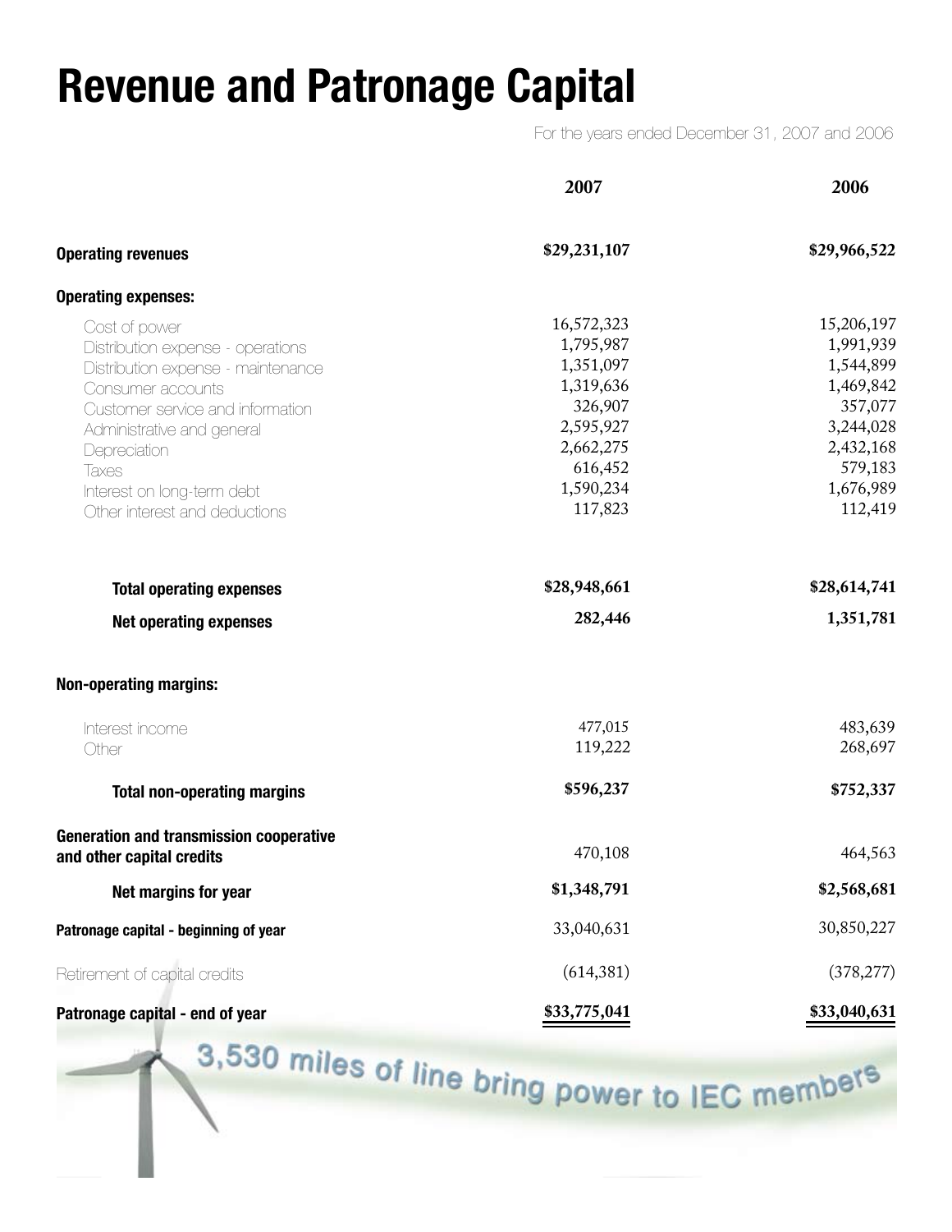# Revenue and Patronage Capital

For the years ended December 31, 2007 and 2006

| | 2007 | 2006 |
|---|---|---|
| **Operating revenues** | **$29,231,107** | **$29,966,522** |
| **Operating expenses:** | | |
| Cost of power | 16,572,323 | 15,206,197 |
| Distribution expense - operations | 1,795,987 | 1,991,939 |
| Distribution expense - maintenance | 1,351,097 | 1,544,899 |
| Consumer accounts | 1,319,636 | 1,469,842 |
| Customer service and information | 326,907 | 357,077 |
| Administrative and general | 2,595,927 | 3,244,028 |
| Depreciation | 2,662,275 | 2,432,168 |
| Taxes | 616,452 | 579,183 |
| Interest on long-term debt | 1,590,234 | 1,676,989 |
| Other interest and deductions | 117,823 | 112,419 |
| **Total operating expenses** | **$28,948,661** | **$28,614,741** |
| **Net operating expenses** | **282,446** | **1,351,781** |
| **Non-operating margins:** | | |
| Interest income | 477,015 | 483,639 |
| Other | 119,222 | 268,697 |
| **Total non-operating margins** | **$596,237** | **$752,337** |
| **Generation and transmission cooperative and other capital credits** | 470,108 | 464,563 |
| **Net margins for year** | **$1,348,791** | **$2,568,681** |
| **Patronage capital - beginning of year** | 33,040,631 | 30,850,227 |
| Retirement of capital credits | (614,381) | (378,277) |
| **Patronage capital - end of year** | **$33,775,041** | **$33,040,631** |

3,530 miles of line bring power to IEC members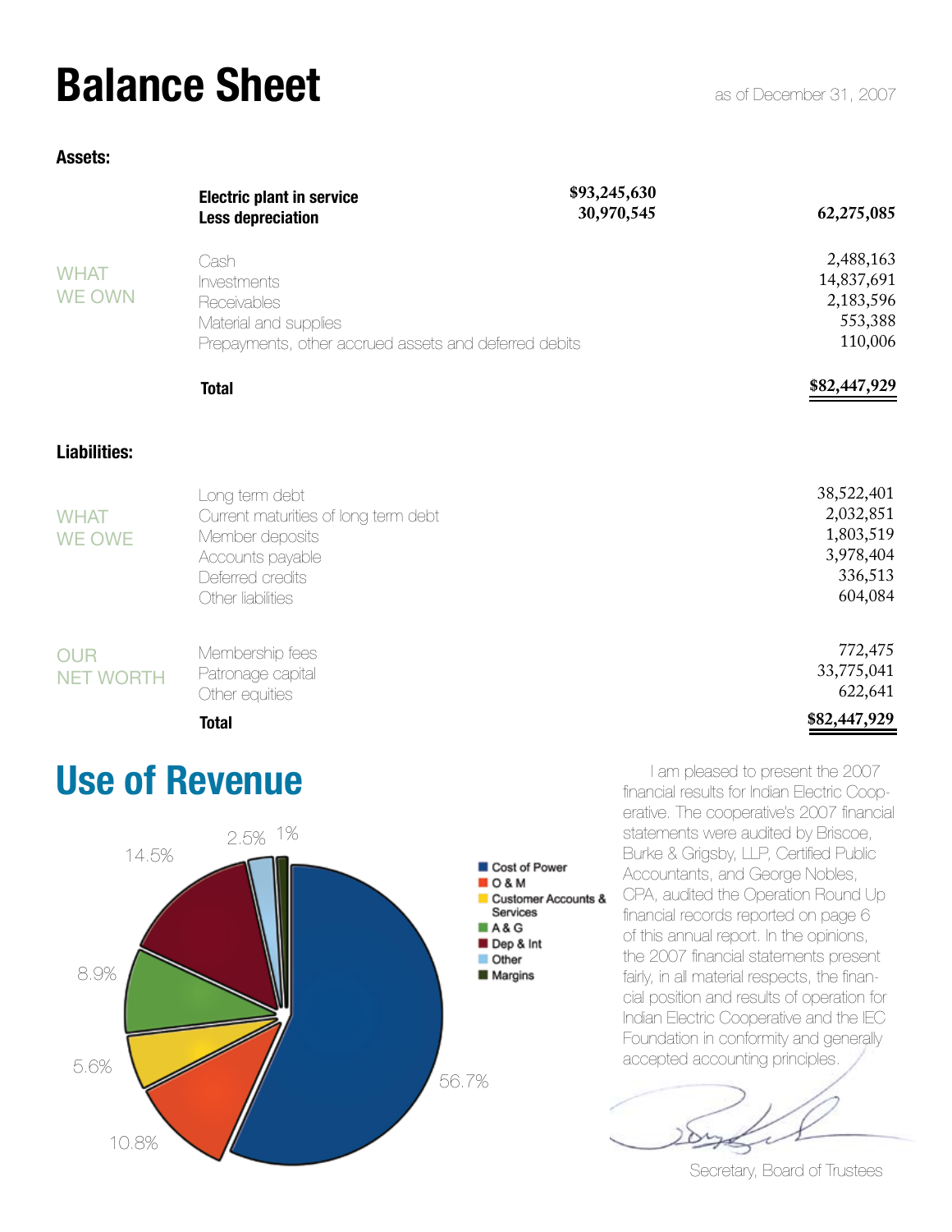# Balance Sheet

as of December 31, 2007

**Assets:**

| | | | |
|---|---|---|---|
| | **Electric plant in service** | **$93,245,630** | |
| | **Less depreciation** | **30,970,545** | **62,275,085** |
| WHAT WE OWN | Cash | | 2,488,163 |
| | Investments | | 14,837,691 |
| | Receivables | | 2,183,596 |
| | Material and supplies | | 553,388 |
| | Prepayments, other accrued assets and deferred debits | | 110,006 |
| | **Total** | | **$82,447,929** |

**Liabilities:**

| | | |
|---|---|---|
| WHAT WE OWE | Long term debt | 38,522,401 |
| | Current maturities of long term debt | 2,032,851 |
| | Member deposits | 1,803,519 |
| | Accounts payable | 3,978,404 |
| | Deferred credits | 336,513 |
| | Other liabilities | 604,084 |
| OUR NET WORTH | Membership fees | 772,475 |
| | Patronage capital | 33,775,041 |
| | Other equities | 622,641 |
| | **Total** | **$82,447,929** |

## Use of Revenue

| Category | Percentage |
|---|---|
| Cost of Power | 56.7% |
| O & M | 10.8% |
| Customer Accounts & Services | 5.6% |
| A & G | 8.9% |
| Dep & Int | 14.5% |
| Other | 2.5% |
| Margins | 1% |

I am pleased to present the 2007 financial results for Indian Electric Cooperative. The cooperative's 2007 financial statements were audited by Briscoe, Burke & Grigsby, LLP, Certified Public Accountants, and George Nobles, CPA, audited the Operation Round Up financial records reported on page 6 of this annual report. In the opinions, the 2007 financial statements present fairly, in all material respects, the financial position and results of operation for Indian Electric Cooperative and the IEC Foundation in conformity and generally accepted accounting principles.

Secretary, Board of Trustees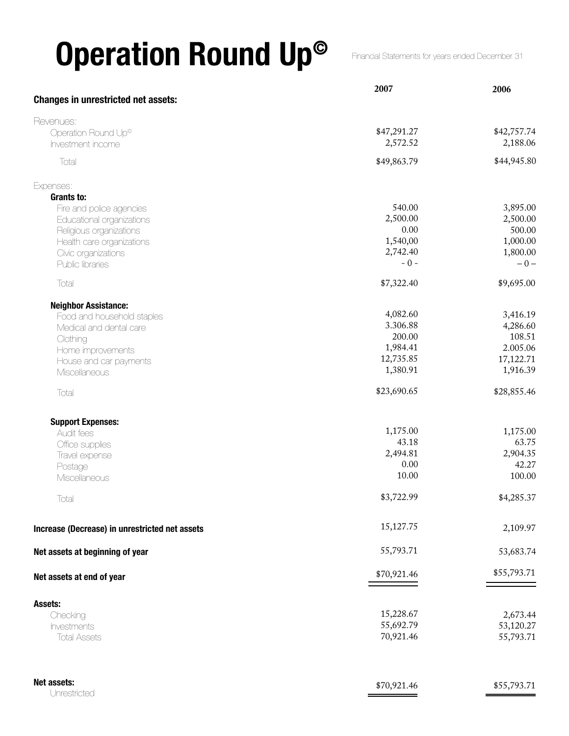# Operation Round Up©

Financial Statements for years ended December 31

| | 2007 | 2006 |
|---|---|---|
| **Changes in unrestricted net assets:** | | |
| Revenues: | | |
| Operation Round Up© | $47,291.27 | $42,757.74 |
| Investment income | 2,572.52 | 2,188.06 |
| Total | $49,863.79 | $44,945.80 |
| Expenses: | | |
| **Grants to:** | | |
| Fire and police agencies | 540.00 | 3,895.00 |
| Educational organizations | 2,500.00 | 2,500.00 |
| Religious organizations | 0.00 | 500.00 |
| Health care organizations | 1,540,00 | 1,000.00 |
| Civic organizations | 2,742.40 | 1,800.00 |
| Public libraries | - 0 - | – 0 – |
| Total | $7,322.40 | $9,695.00 |
| **Neighbor Assistance:** | | |
| Food and household staples | 4,082.60 | 3,416.19 |
| Medical and dental care | 3.306.88 | 4,286.60 |
| Clothing | 200.00 | 108.51 |
| Home improvements | 1,984.41 | 2.005.06 |
| House and car payments | 12,735.85 | 17,122.71 |
| Miscellaneous | 1,380.91 | 1,916.39 |
| Total | $23,690.65 | $28,855.46 |
| **Support Expenses:** | | |
| Audit fees | 1,175.00 | 1,175.00 |
| Office supplies | 43.18 | 63.75 |
| Travel expense | 2,494.81 | 2,904.35 |
| Postage | 0.00 | 42.27 |
| Miscellaneous | 10.00 | 100.00 |
| Total | $3,722.99 | $4,285.37 |
| **Increase (Decrease) in unrestricted net assets** | 15,127.75 | 2,109.97 |
| **Net assets at beginning of year** | 55,793.71 | 53,683.74 |
| **Net assets at end of year** | $70,921.46 | $55,793.71 |
| **Assets:** | | |
| Checking | 15,228.67 | 2,673.44 |
| Investments | 55,692.79 | 53,120.27 |
| Total Assets | 70,921.46 | 55,793.71 |
| **Net assets:** | | |
| Unrestricted | $70,921.46 | $55,793.71 |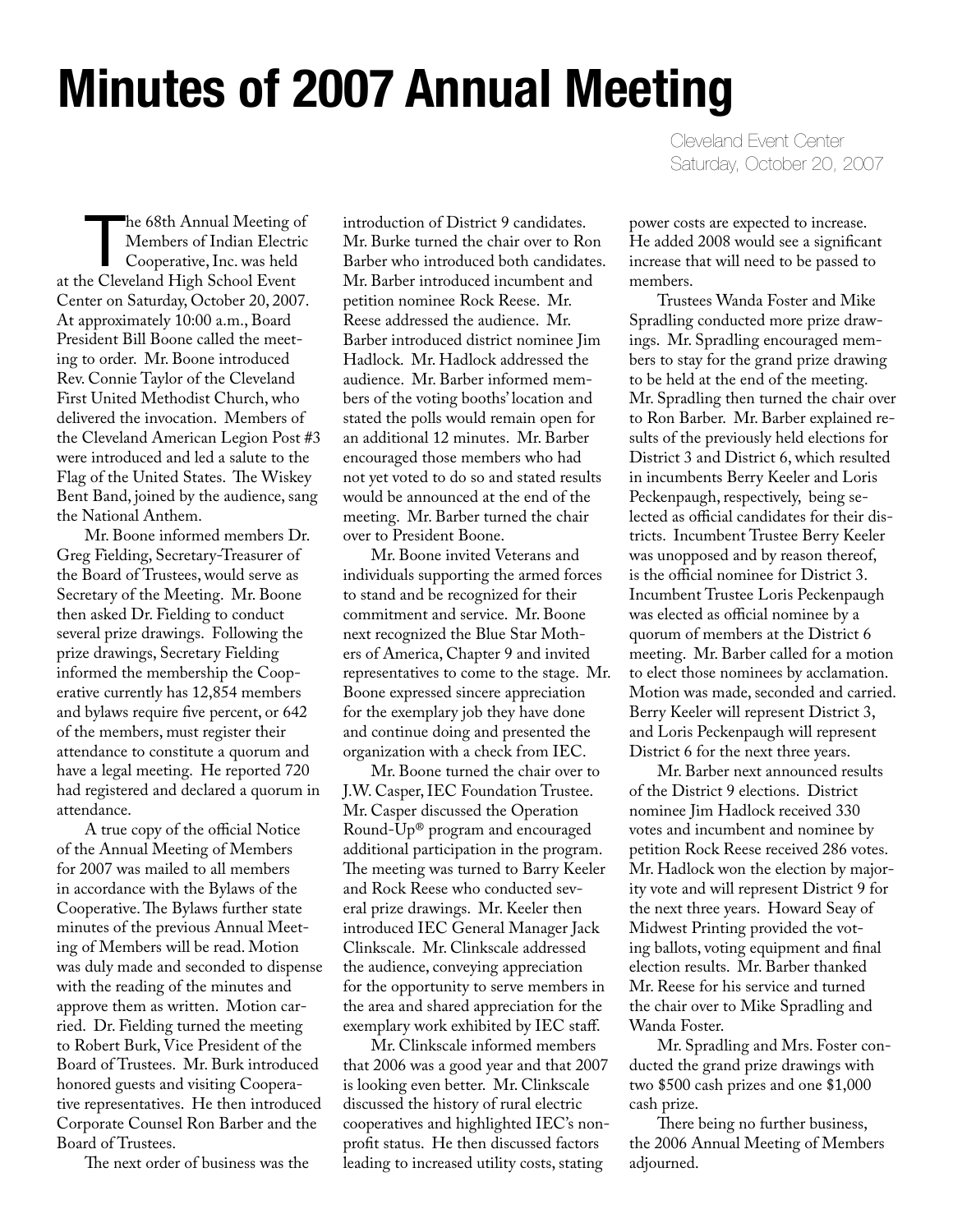# Minutes of 2007 Annual Meeting

Cleveland Event Center
Saturday, October 20, 2007

The 68th Annual Meeting of Members of Indian Electric Cooperative, Inc. was held at the Cleveland High School Event Center on Saturday, October 20, 2007. At approximately 10:00 a.m., Board President Bill Boone called the meeting to order. Mr. Boone introduced Rev. Connie Taylor of the Cleveland First United Methodist Church, who delivered the invocation. Members of the Cleveland American Legion Post #3 were introduced and led a salute to the Flag of the United States. The Wiskey Bent Band, joined by the audience, sang the National Anthem.

Mr. Boone informed members Dr. Greg Fielding, Secretary-Treasurer of the Board of Trustees, would serve as Secretary of the Meeting. Mr. Boone then asked Dr. Fielding to conduct several prize drawings. Following the prize drawings, Secretary Fielding informed the membership the Cooperative currently has 12,854 members and bylaws require five percent, or 642 of the members, must register their attendance to constitute a quorum and have a legal meeting. He reported 720 had registered and declared a quorum in attendance.

A true copy of the official Notice of the Annual Meeting of Members for 2007 was mailed to all members in accordance with the Bylaws of the Cooperative. The Bylaws further state minutes of the previous Annual Meeting of Members will be read. Motion was duly made and seconded to dispense with the reading of the minutes and approve them as written. Motion carried. Dr. Fielding turned the meeting to Robert Burk, Vice President of the Board of Trustees. Mr. Burk introduced honored guests and visiting Cooperative representatives. He then introduced Corporate Counsel Ron Barber and the Board of Trustees.

The next order of business was the introduction of District 9 candidates. Mr. Burke turned the chair over to Ron Barber who introduced both candidates. Mr. Barber introduced incumbent and petition nominee Rock Reese. Mr. Reese addressed the audience. Mr. Barber introduced district nominee Jim Hadlock. Mr. Hadlock addressed the audience. Mr. Barber informed members of the voting booths' location and stated the polls would remain open for an additional 12 minutes. Mr. Barber encouraged those members who had not yet voted to do so and stated results would be announced at the end of the meeting. Mr. Barber turned the chair over to President Boone.

Mr. Boone invited Veterans and individuals supporting the armed forces to stand and be recognized for their commitment and service. Mr. Boone next recognized the Blue Star Mothers of America, Chapter 9 and invited representatives to come to the stage. Mr. Boone expressed sincere appreciation for the exemplary job they have done and continue doing and presented the organization with a check from IEC.

Mr. Boone turned the chair over to J.W. Casper, IEC Foundation Trustee. Mr. Casper discussed the Operation Round-Up® program and encouraged additional participation in the program. The meeting was turned to Barry Keeler and Rock Reese who conducted several prize drawings. Mr. Keeler then introduced IEC General Manager Jack Clinkscale. Mr. Clinkscale addressed the audience, conveying appreciation for the opportunity to serve members in the area and shared appreciation for the exemplary work exhibited by IEC staff.

Mr. Clinkscale informed members that 2006 was a good year and that 2007 is looking even better. Mr. Clinkscale discussed the history of rural electric cooperatives and highlighted IEC's nonprofit status. He then discussed factors leading to increased utility costs, stating power costs are expected to increase. He added 2008 would see a significant increase that will need to be passed to members.

Trustees Wanda Foster and Mike Spradling conducted more prize drawings. Mr. Spradling encouraged members to stay for the grand prize drawing to be held at the end of the meeting. Mr. Spradling then turned the chair over to Ron Barber. Mr. Barber explained results of the previously held elections for District 3 and District 6, which resulted in incumbents Berry Keeler and Loris Peckenpaugh, respectively, being selected as official candidates for their districts. Incumbent Trustee Berry Keeler was unopposed and by reason thereof, is the official nominee for District 3. Incumbent Trustee Loris Peckenpaugh was elected as official nominee by a quorum of members at the District 6 meeting. Mr. Barber called for a motion to elect those nominees by acclamation. Motion was made, seconded and carried. Berry Keeler will represent District 3, and Loris Peckenpaugh will represent District 6 for the next three years.

Mr. Barber next announced results of the District 9 elections. District nominee Jim Hadlock received 330 votes and incumbent and nominee by petition Rock Reese received 286 votes. Mr. Hadlock won the election by majority vote and will represent District 9 for the next three years. Howard Seay of Midwest Printing provided the voting ballots, voting equipment and final election results. Mr. Barber thanked Mr. Reese for his service and turned the chair over to Mike Spradling and Wanda Foster.

Mr. Spradling and Mrs. Foster conducted the grand prize drawings with two $500 cash prizes and one $1,000 cash prize.

There being no further business, the 2006 Annual Meeting of Members adjourned.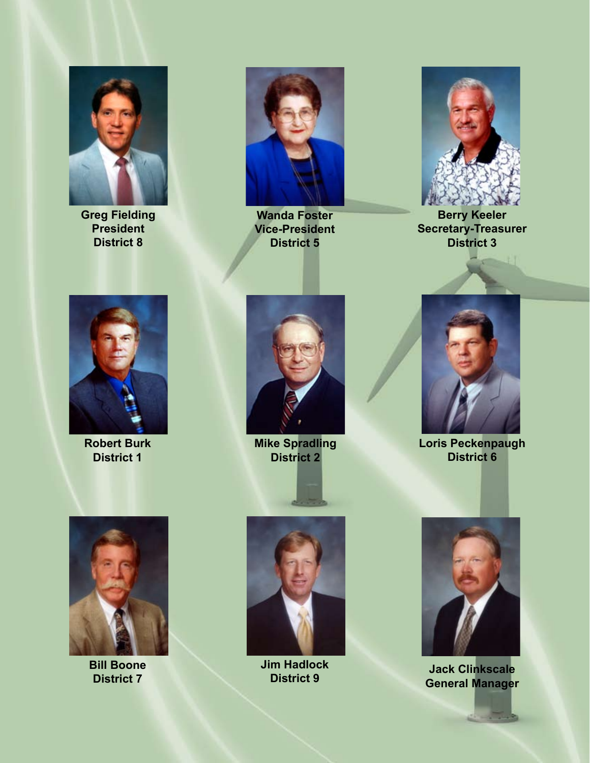**Greg Fielding**
**President**
**District 8**

**Wanda Foster**
**Vice-President**
**District 5**

**Berry Keeler**
**Secretary-Treasurer**
**District 3**

**Robert Burk**
**District 1**

**Mike Spradling**
**District 2**

**Loris Peckenpaugh**
**District 6**

**Bill Boone**
**District 7**

**Jim Hadlock**
**District 9**

**Jack Clinkscale**
**General Manager**